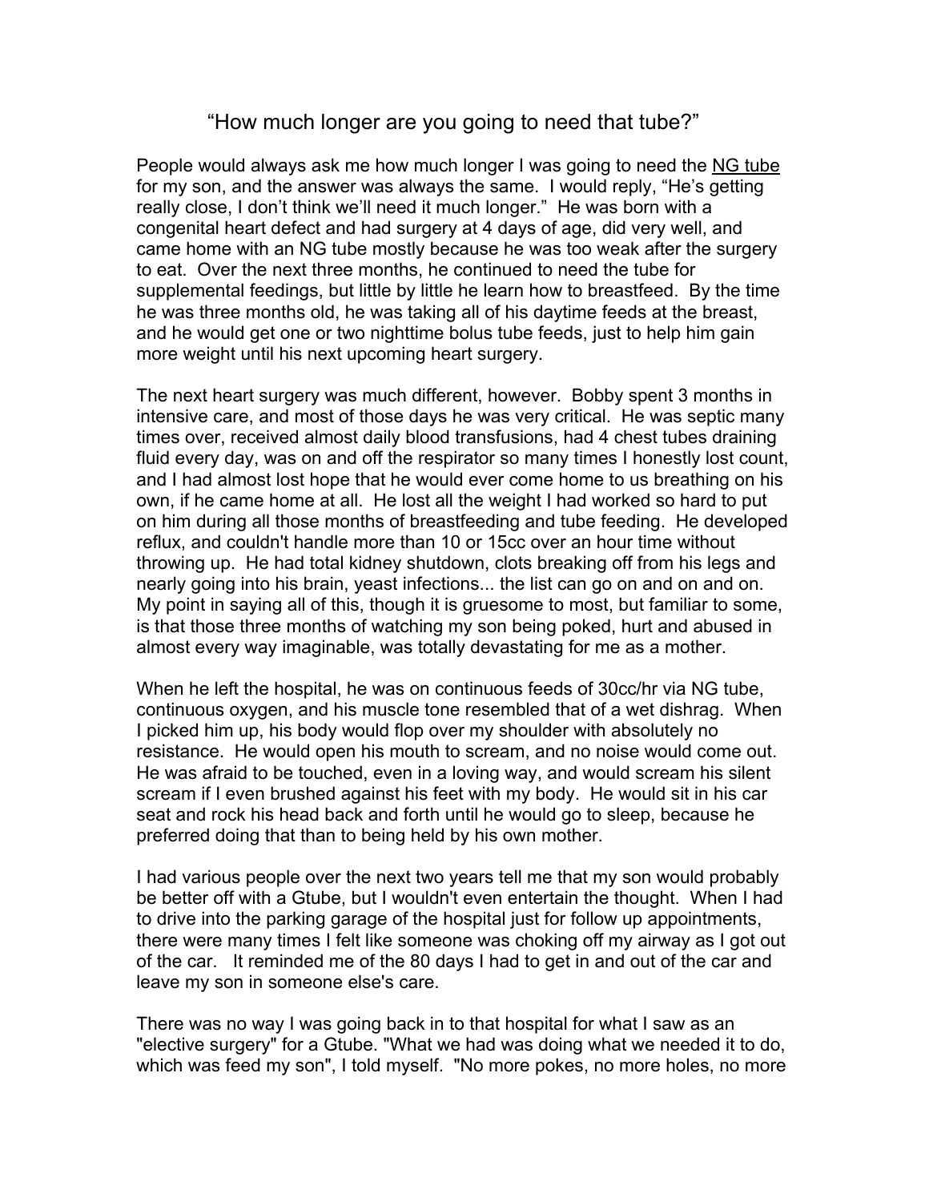# "How much longer are you going to need that tube?"

People would always ask me how much longer I was going to need the NG tube for my son, and the answer was always the same. I would reply, "He's getting really close, I don't think we'll need it much longer." He was born with a congenital heart defect and had surgery at 4 days of age, did very well, and came home with an NG tube mostly because he was too weak after the surgery to eat. Over the next three months, he continued to need the tube for supplemental feedings, but little by little he learn how to breastfeed. By the time he was three months old, he was taking all of his daytime feeds at the breast, and he would get one or two nighttime bolus tube feeds, just to help him gain more weight until his next upcoming heart surgery.

The next heart surgery was much different, however. Bobby spent 3 months in intensive care, and most of those days he was very critical. He was septic many times over, received almost daily blood transfusions, had 4 chest tubes draining fluid every day, was on and off the respirator so many times I honestly lost count, and I had almost lost hope that he would ever come home to us breathing on his own, if he came home at all. He lost all the weight I had worked so hard to put on him during all those months of breastfeeding and tube feeding. He developed reflux, and couldn't handle more than 10 or 15cc over an hour time without throwing up. He had total kidney shutdown, clots breaking off from his legs and nearly going into his brain, yeast infections... the list can go on and on and on. My point in saying all of this, though it is gruesome to most, but familiar to some, is that those three months of watching my son being poked, hurt and abused in almost every way imaginable, was totally devastating for me as a mother.

When he left the hospital, he was on continuous feeds of 30cc/hr via NG tube, continuous oxygen, and his muscle tone resembled that of a wet dishrag. When I picked him up, his body would flop over my shoulder with absolutely no resistance. He would open his mouth to scream, and no noise would come out. He was afraid to be touched, even in a loving way, and would scream his silent scream if I even brushed against his feet with my body. He would sit in his car seat and rock his head back and forth until he would go to sleep, because he preferred doing that than to being held by his own mother.

I had various people over the next two years tell me that my son would probably be better off with a Gtube, but I wouldn't even entertain the thought. When I had to drive into the parking garage of the hospital just for follow up appointments, there were many times I felt like someone was choking off my airway as I got out of the car. It reminded me of the 80 days I had to get in and out of the car and leave my son in someone else's care.

There was no way I was going back in to that hospital for what I saw as an "elective surgery" for a Gtube. "What we had was doing what we needed it to do, which was feed my son", I told myself. "No more pokes, no more holes, no more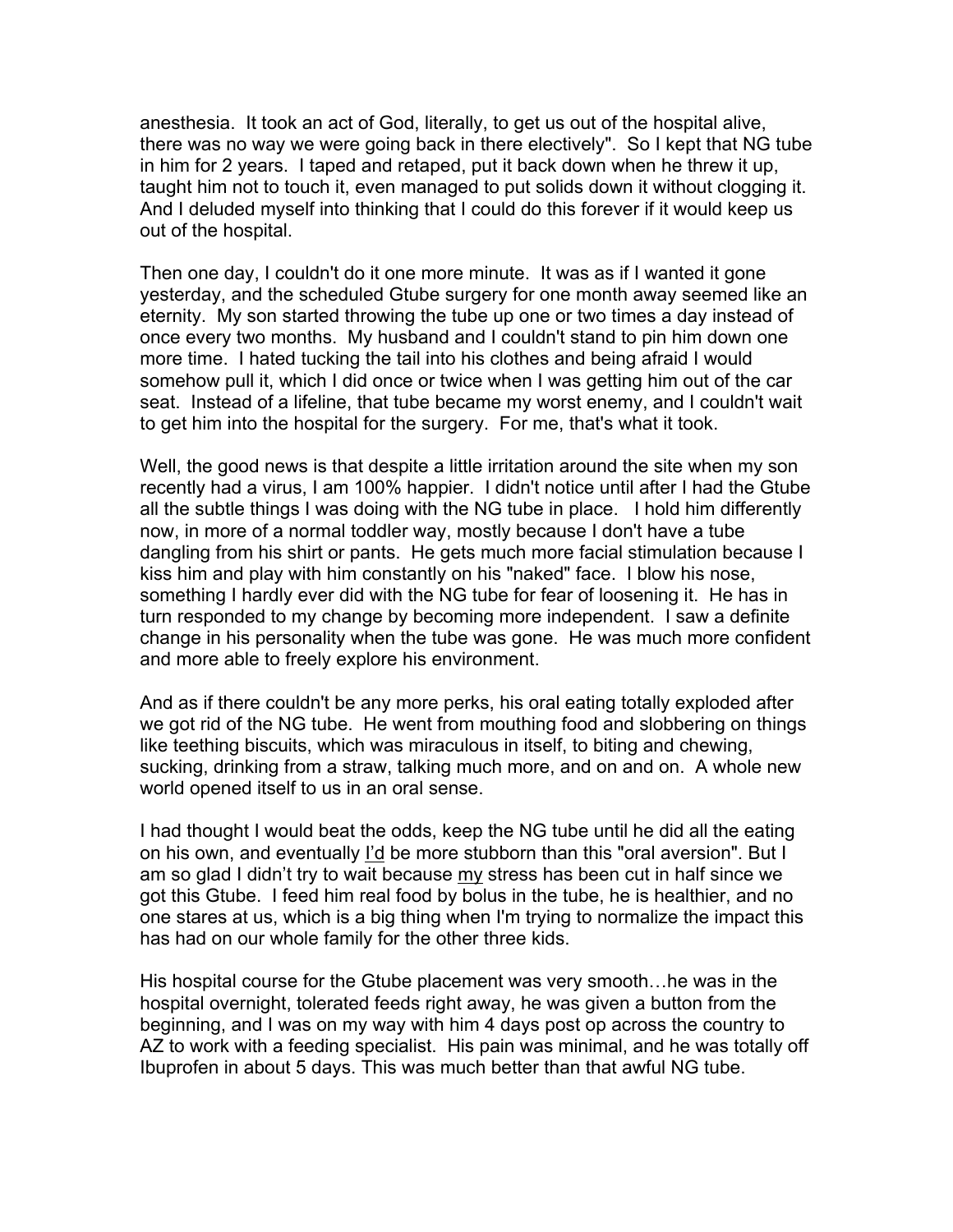anesthesia. It took an act of God, literally, to get us out of the hospital alive, there was no way we were going back in there electively". So I kept that NG tube in him for 2 years. I taped and retaped, put it back down when he threw it up, taught him not to touch it, even managed to put solids down it without clogging it. And I deluded myself into thinking that I could do this forever if it would keep us out of the hospital.

Then one day, I couldn't do it one more minute. It was as if I wanted it gone yesterday, and the scheduled Gtube surgery for one month away seemed like an eternity. My son started throwing the tube up one or two times a day instead of once every two months. My husband and I couldn't stand to pin him down one more time. I hated tucking the tail into his clothes and being afraid I would somehow pull it, which I did once or twice when I was getting him out of the car seat. Instead of a lifeline, that tube became my worst enemy, and I couldn't wait to get him into the hospital for the surgery. For me, that's what it took.

Well, the good news is that despite a little irritation around the site when my son recently had a virus, I am 100% happier. I didn't notice until after I had the Gtube all the subtle things I was doing with the NG tube in place. I hold him differently now, in more of a normal toddler way, mostly because I don't have a tube dangling from his shirt or pants. He gets much more facial stimulation because I kiss him and play with him constantly on his "naked" face. I blow his nose, something I hardly ever did with the NG tube for fear of loosening it. He has in turn responded to my change by becoming more independent. I saw a definite change in his personality when the tube was gone. He was much more confident and more able to freely explore his environment.

And as if there couldn't be any more perks, his oral eating totally exploded after we got rid of the NG tube. He went from mouthing food and slobbering on things like teething biscuits, which was miraculous in itself, to biting and chewing, sucking, drinking from a straw, talking much more, and on and on. A whole new world opened itself to us in an oral sense.

I had thought I would beat the odds, keep the NG tube until he did all the eating on his own, and eventually <u>I'd</u> be more stubborn than this "oral aversion". But I am so glad I didn't try to wait because <u>my</u> stress has been cut in half since we got this Gtube. I feed him real food by bolus in the tube, he is healthier, and no one stares at us, which is a big thing when I'm trying to normalize the impact this has had on our whole family for the other three kids.

His hospital course for the Gtube placement was very smooth…he was in the hospital overnight, tolerated feeds right away, he was given a button from the beginning, and I was on my way with him 4 days post op across the country to AZ to work with a feeding specialist. His pain was minimal, and he was totally off Ibuprofen in about 5 days. This was much better than that awful NG tube.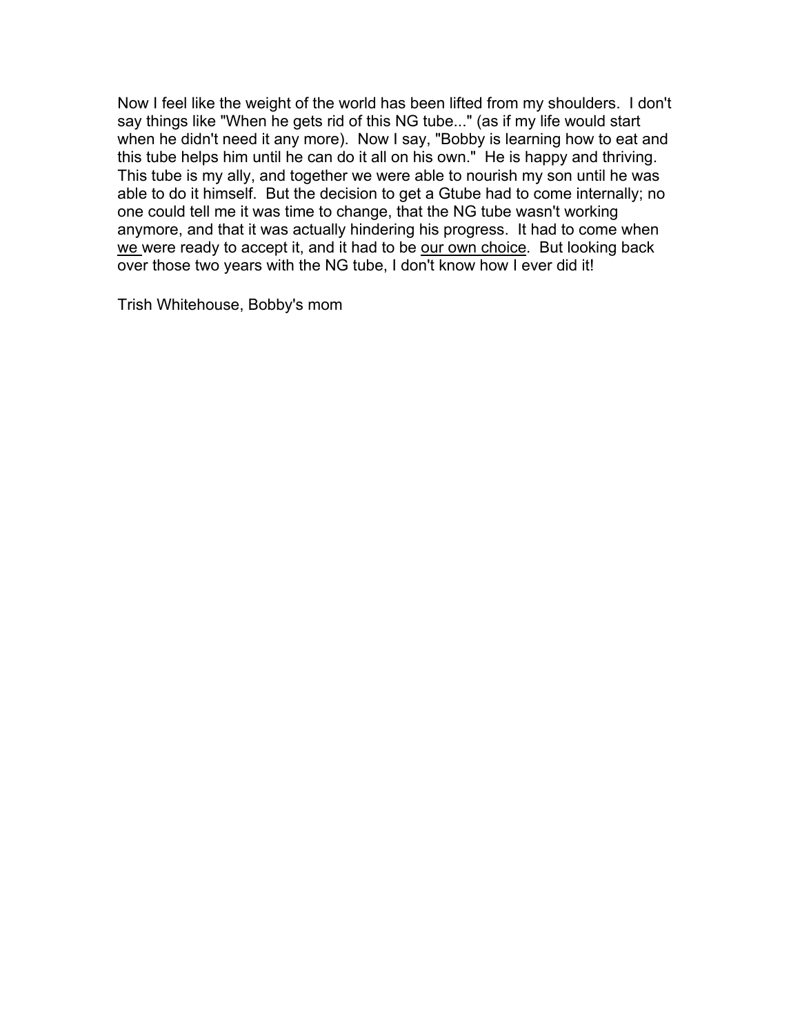Now I feel like the weight of the world has been lifted from my shoulders. I don't say things like "When he gets rid of this NG tube..." (as if my life would start when he didn't need it any more). Now I say, "Bobby is learning how to eat and this tube helps him until he can do it all on his own." He is happy and thriving. This tube is my ally, and together we were able to nourish my son until he was able to do it himself. But the decision to get a Gtube had to come internally; no one could tell me it was time to change, that the NG tube wasn't working anymore, and that it was actually hindering his progress. It had to come when <u>we</u> were ready to accept it, and it had to be <u>our own choice</u>. But looking back over those two years with the NG tube, I don't know how I ever did it!

Trish Whitehouse, Bobby's mom